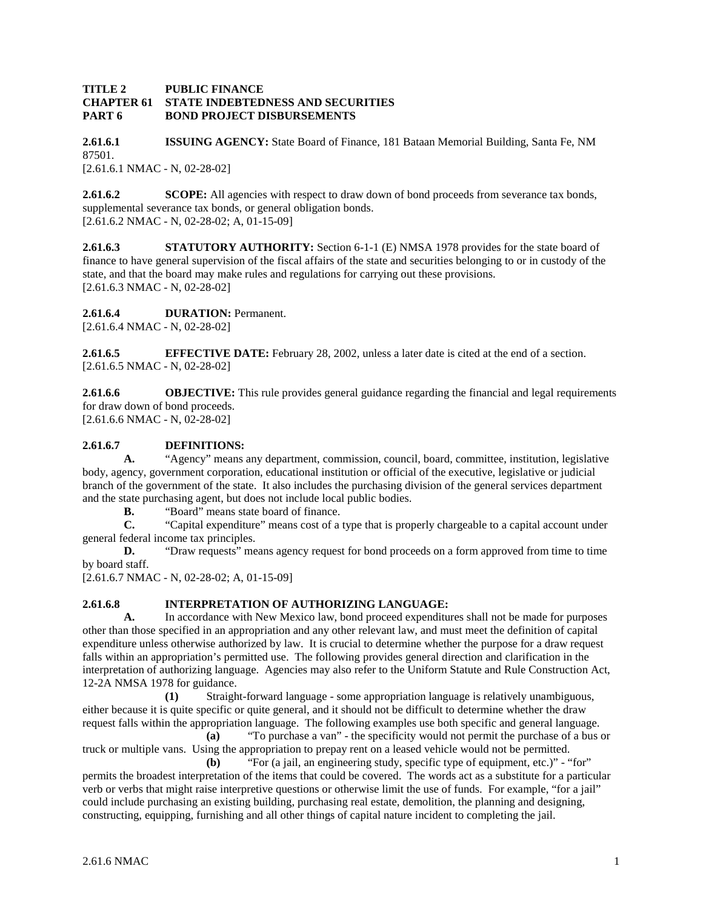**TITLE 2 PUBLIC FINANCE**
**CHAPTER 61 STATE INDEBTEDNESS AND SECURITIES**
**PART 6 BOND PROJECT DISBURSEMENTS**

**2.61.6.1 ISSUING AGENCY:** State Board of Finance, 181 Bataan Memorial Building, Santa Fe, NM 87501.
[2.61.6.1 NMAC - N, 02-28-02]

**2.61.6.2 SCOPE:** All agencies with respect to draw down of bond proceeds from severance tax bonds, supplemental severance tax bonds, or general obligation bonds.
[2.61.6.2 NMAC - N, 02-28-02; A, 01-15-09]

**2.61.6.3 STATUTORY AUTHORITY:** Section 6-1-1 (E) NMSA 1978 provides for the state board of finance to have general supervision of the fiscal affairs of the state and securities belonging to or in custody of the state, and that the board may make rules and regulations for carrying out these provisions.
[2.61.6.3 NMAC - N, 02-28-02]

**2.61.6.4 DURATION:** Permanent.
[2.61.6.4 NMAC - N, 02-28-02]

**2.61.6.5 EFFECTIVE DATE:** February 28, 2002, unless a later date is cited at the end of a section.
[2.61.6.5 NMAC - N, 02-28-02]

**2.61.6.6 OBJECTIVE:** This rule provides general guidance regarding the financial and legal requirements for draw down of bond proceeds.
[2.61.6.6 NMAC - N, 02-28-02]

**2.61.6.7 DEFINITIONS:**

**A.** "Agency" means any department, commission, council, board, committee, institution, legislative body, agency, government corporation, educational institution or official of the executive, legislative or judicial branch of the government of the state. It also includes the purchasing division of the general services department and the state purchasing agent, but does not include local public bodies.

**B.** "Board" means state board of finance.

**C.** "Capital expenditure" means cost of a type that is properly chargeable to a capital account under general federal income tax principles.

**D.** "Draw requests" means agency request for bond proceeds on a form approved from time to time by board staff.

[2.61.6.7 NMAC - N, 02-28-02; A, 01-15-09]

**2.61.6.8 INTERPRETATION OF AUTHORIZING LANGUAGE:**

**A.** In accordance with New Mexico law, bond proceed expenditures shall not be made for purposes other than those specified in an appropriation and any other relevant law, and must meet the definition of capital expenditure unless otherwise authorized by law. It is crucial to determine whether the purpose for a draw request falls within an appropriation's permitted use. The following provides general direction and clarification in the interpretation of authorizing language. Agencies may also refer to the Uniform Statute and Rule Construction Act, 12-2A NMSA 1978 for guidance.

**(1)** Straight-forward language - some appropriation language is relatively unambiguous, either because it is quite specific or quite general, and it should not be difficult to determine whether the draw request falls within the appropriation language. The following examples use both specific and general language.

**(a)** "To purchase a van" - the specificity would not permit the purchase of a bus or truck or multiple vans. Using the appropriation to prepay rent on a leased vehicle would not be permitted.

**(b)** "For (a jail, an engineering study, specific type of equipment, etc.)" - "for" permits the broadest interpretation of the items that could be covered. The words act as a substitute for a particular verb or verbs that might raise interpretive questions or otherwise limit the use of funds. For example, "for a jail" could include purchasing an existing building, purchasing real estate, demolition, the planning and designing, constructing, equipping, furnishing and all other things of capital nature incident to completing the jail.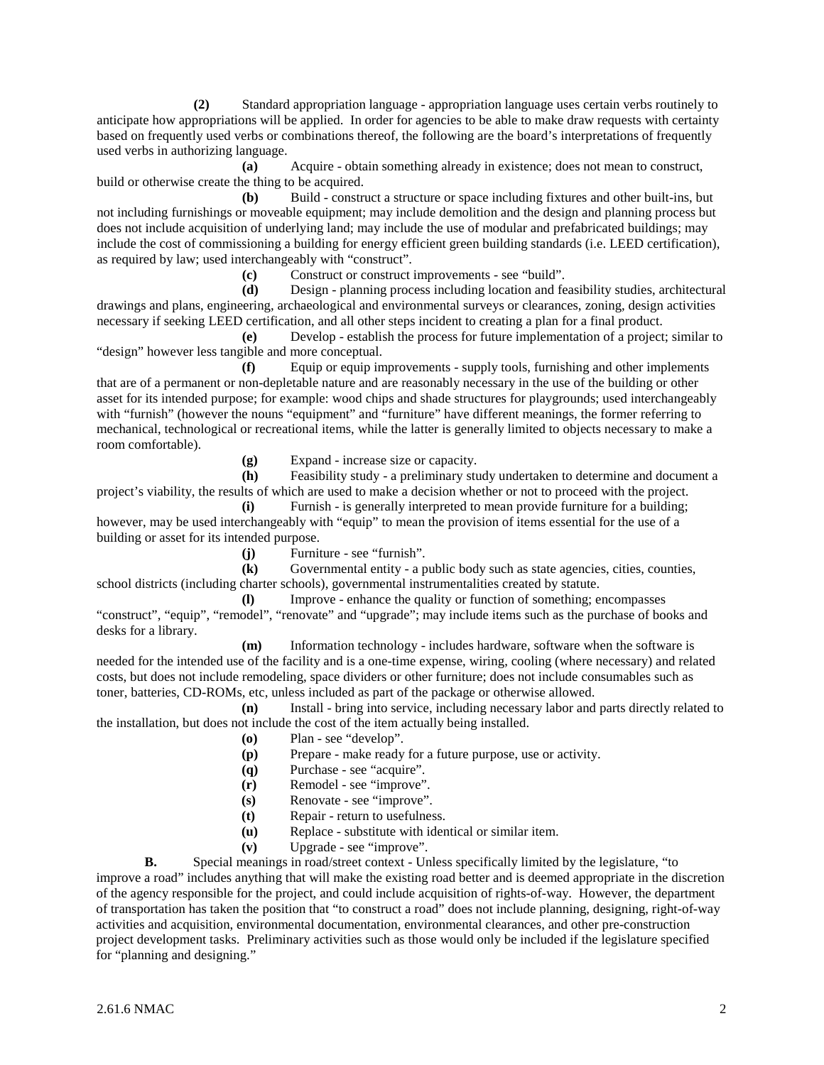**(2)** Standard appropriation language - appropriation language uses certain verbs routinely to anticipate how appropriations will be applied. In order for agencies to be able to make draw requests with certainty based on frequently used verbs or combinations thereof, the following are the board's interpretations of frequently used verbs in authorizing language.

**(a)** Acquire - obtain something already in existence; does not mean to construct, build or otherwise create the thing to be acquired.

**(b)** Build - construct a structure or space including fixtures and other built-ins, but not including furnishings or moveable equipment; may include demolition and the design and planning process but does not include acquisition of underlying land; may include the use of modular and prefabricated buildings; may include the cost of commissioning a building for energy efficient green building standards (i.e. LEED certification), as required by law; used interchangeably with "construct".

**(c)** Construct or construct improvements - see "build".

**(d)** Design - planning process including location and feasibility studies, architectural drawings and plans, engineering, archaeological and environmental surveys or clearances, zoning, design activities necessary if seeking LEED certification, and all other steps incident to creating a plan for a final product.

**(e)** Develop - establish the process for future implementation of a project; similar to "design" however less tangible and more conceptual.

**(f)** Equip or equip improvements - supply tools, furnishing and other implements that are of a permanent or non-depletable nature and are reasonably necessary in the use of the building or other asset for its intended purpose; for example: wood chips and shade structures for playgrounds; used interchangeably with "furnish" (however the nouns "equipment" and "furniture" have different meanings, the former referring to mechanical, technological or recreational items, while the latter is generally limited to objects necessary to make a room comfortable).

**(g)** Expand - increase size or capacity.

**(h)** Feasibility study - a preliminary study undertaken to determine and document a project's viability, the results of which are used to make a decision whether or not to proceed with the project.

**(i)** Furnish - is generally interpreted to mean provide furniture for a building; however, may be used interchangeably with "equip" to mean the provision of items essential for the use of a building or asset for its intended purpose.

**(j)** Furniture - see "furnish".

**(k)** Governmental entity - a public body such as state agencies, cities, counties, school districts (including charter schools), governmental instrumentalities created by statute.

**(l)** Improve - enhance the quality or function of something; encompasses "construct", "equip", "remodel", "renovate" and "upgrade"; may include items such as the purchase of books and desks for a library.

**(m)** Information technology - includes hardware, software when the software is needed for the intended use of the facility and is a one-time expense, wiring, cooling (where necessary) and related costs, but does not include remodeling, space dividers or other furniture; does not include consumables such as toner, batteries, CD-ROMs, etc, unless included as part of the package or otherwise allowed.

**(n)** Install - bring into service, including necessary labor and parts directly related to the installation, but does not include the cost of the item actually being installed.

**(o)** Plan - see "develop".

**(p)** Prepare - make ready for a future purpose, use or activity.

**(q)** Purchase - see "acquire".

**(r)** Remodel - see "improve".

**(s)** Renovate - see "improve".

**(t)** Repair - return to usefulness.

**(u)** Replace - substitute with identical or similar item.

**(v)** Upgrade - see "improve".

**B.** Special meanings in road/street context - Unless specifically limited by the legislature, "to improve a road" includes anything that will make the existing road better and is deemed appropriate in the discretion of the agency responsible for the project, and could include acquisition of rights-of-way. However, the department of transportation has taken the position that "to construct a road" does not include planning, designing, right-of-way activities and acquisition, environmental documentation, environmental clearances, and other pre-construction project development tasks. Preliminary activities such as those would only be included if the legislature specified for "planning and designing."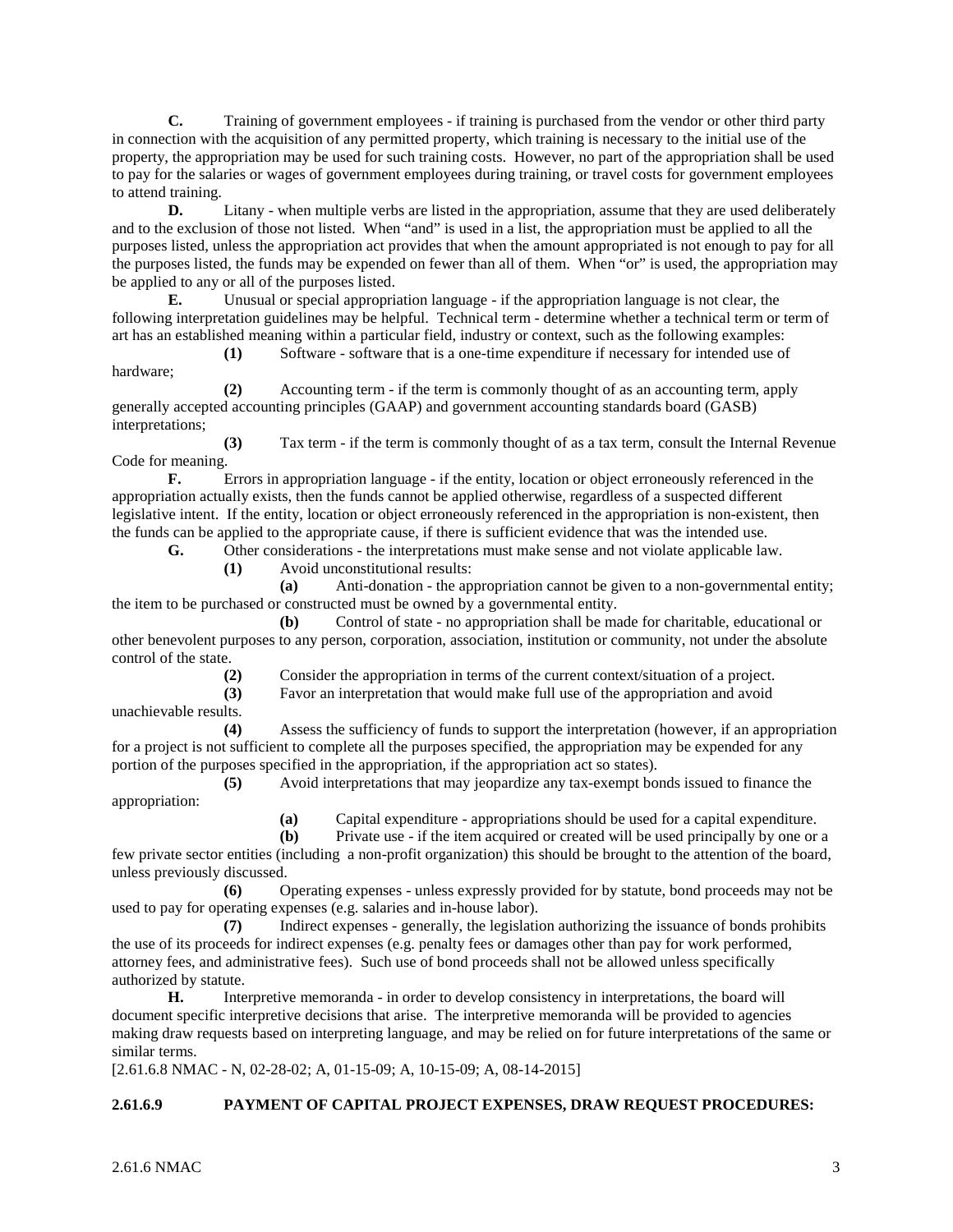**C.** Training of government employees - if training is purchased from the vendor or other third party in connection with the acquisition of any permitted property, which training is necessary to the initial use of the property, the appropriation may be used for such training costs. However, no part of the appropriation shall be used to pay for the salaries or wages of government employees during training, or travel costs for government employees to attend training.

**D.** Litany - when multiple verbs are listed in the appropriation, assume that they are used deliberately and to the exclusion of those not listed. When "and" is used in a list, the appropriation must be applied to all the purposes listed, unless the appropriation act provides that when the amount appropriated is not enough to pay for all the purposes listed, the funds may be expended on fewer than all of them. When "or" is used, the appropriation may be applied to any or all of the purposes listed.

**E.** Unusual or special appropriation language - if the appropriation language is not clear, the following interpretation guidelines may be helpful. Technical term - determine whether a technical term or term of art has an established meaning within a particular field, industry or context, such as the following examples:

**(1)** Software - software that is a one-time expenditure if necessary for intended use of hardware;

**(2)** Accounting term - if the term is commonly thought of as an accounting term, apply generally accepted accounting principles (GAAP) and government accounting standards board (GASB) interpretations;

**(3)** Tax term - if the term is commonly thought of as a tax term, consult the Internal Revenue Code for meaning.

**F.** Errors in appropriation language - if the entity, location or object erroneously referenced in the appropriation actually exists, then the funds cannot be applied otherwise, regardless of a suspected different legislative intent. If the entity, location or object erroneously referenced in the appropriation is non-existent, then the funds can be applied to the appropriate cause, if there is sufficient evidence that was the intended use.

**G.** Other considerations - the interpretations must make sense and not violate applicable law.

**(1)** Avoid unconstitutional results:

**(a)** Anti-donation - the appropriation cannot be given to a non-governmental entity; the item to be purchased or constructed must be owned by a governmental entity.

**(b)** Control of state - no appropriation shall be made for charitable, educational or other benevolent purposes to any person, corporation, association, institution or community, not under the absolute control of the state.

**(2)** Consider the appropriation in terms of the current context/situation of a project.

**(3)** Favor an interpretation that would make full use of the appropriation and avoid unachievable results.

**(4)** Assess the sufficiency of funds to support the interpretation (however, if an appropriation for a project is not sufficient to complete all the purposes specified, the appropriation may be expended for any portion of the purposes specified in the appropriation, if the appropriation act so states).

**(5)** Avoid interpretations that may jeopardize any tax-exempt bonds issued to finance the appropriation:

**(a)** Capital expenditure - appropriations should be used for a capital expenditure.

**(b)** Private use - if the item acquired or created will be used principally by one or a few private sector entities (including a non-profit organization) this should be brought to the attention of the board, unless previously discussed.

**(6)** Operating expenses - unless expressly provided for by statute, bond proceeds may not be used to pay for operating expenses (e.g. salaries and in-house labor).

**(7)** Indirect expenses - generally, the legislation authorizing the issuance of bonds prohibits the use of its proceeds for indirect expenses (e.g. penalty fees or damages other than pay for work performed, attorney fees, and administrative fees). Such use of bond proceeds shall not be allowed unless specifically authorized by statute.

**H.** Interpretive memoranda - in order to develop consistency in interpretations, the board will document specific interpretive decisions that arise. The interpretive memoranda will be provided to agencies making draw requests based on interpreting language, and may be relied on for future interpretations of the same or similar terms.

[2.61.6.8 NMAC - N, 02-28-02; A, 01-15-09; A, 10-15-09; A, 08-14-2015]

**2.61.6.9 PAYMENT OF CAPITAL PROJECT EXPENSES, DRAW REQUEST PROCEDURES:**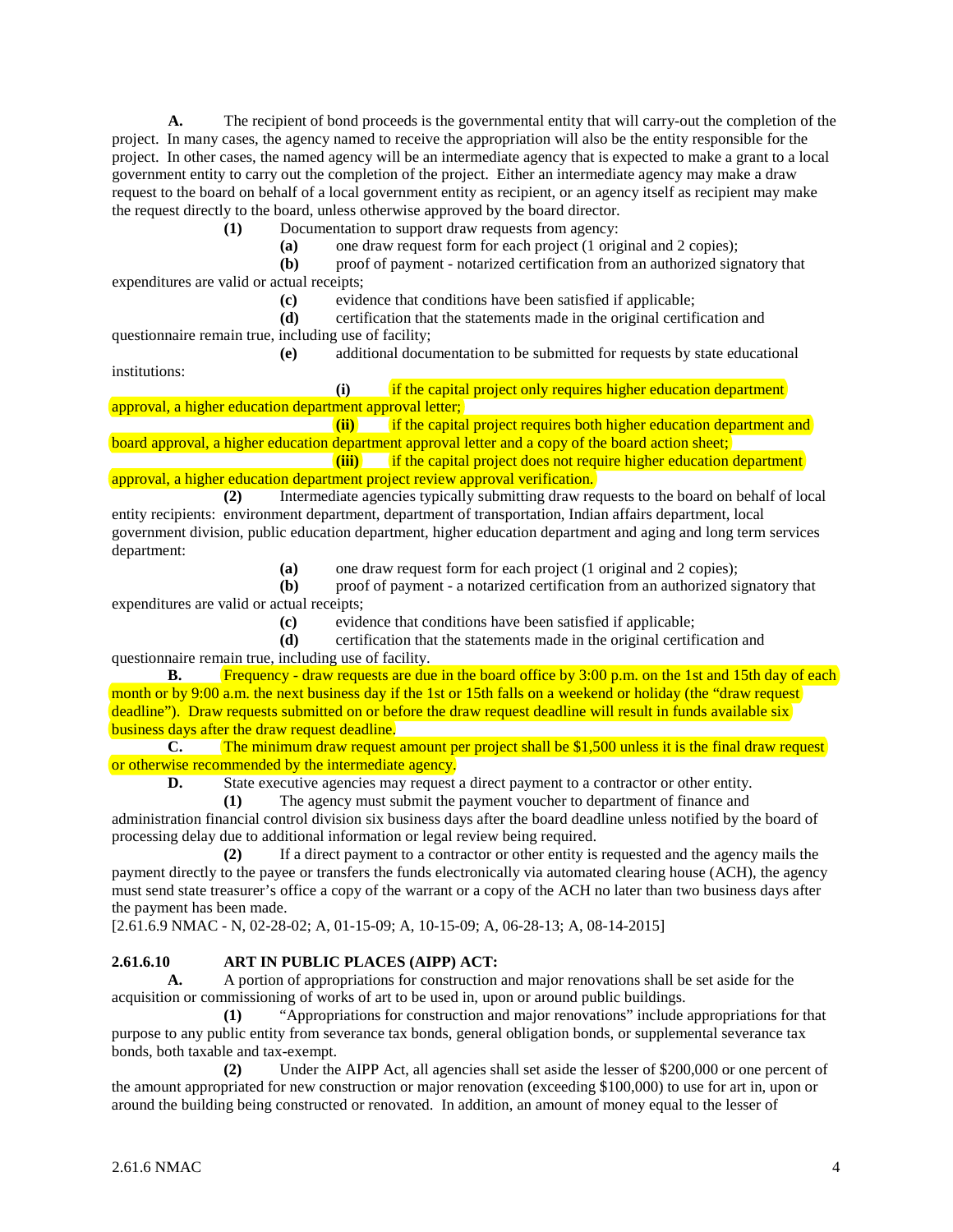**A.** The recipient of bond proceeds is the governmental entity that will carry-out the completion of the project. In many cases, the agency named to receive the appropriation will also be the entity responsible for the project. In other cases, the named agency will be an intermediate agency that is expected to make a grant to a local government entity to carry out the completion of the project. Either an intermediate agency may make a draw request to the board on behalf of a local government entity as recipient, or an agency itself as recipient may make the request directly to the board, unless otherwise approved by the board director.

**(1)** Documentation to support draw requests from agency:

**(a)** one draw request form for each project (1 original and 2 copies);

**(b)** proof of payment - notarized certification from an authorized signatory that expenditures are valid or actual receipts;

**(c)** evidence that conditions have been satisfied if applicable;

**(d)** certification that the statements made in the original certification and questionnaire remain true, including use of facility;

**(e)** additional documentation to be submitted for requests by state educational institutions:

**(i)** if the capital project only requires higher education department approval, a higher education department approval letter;

**(ii)** if the capital project requires both higher education department and board approval, a higher education department approval letter and a copy of the board action sheet;

**(iii)** if the capital project does not require higher education department approval, a higher education department project review approval verification.

**(2)** Intermediate agencies typically submitting draw requests to the board on behalf of local entity recipients: environment department, department of transportation, Indian affairs department, local government division, public education department, higher education department and aging and long term services department:

**(a)** one draw request form for each project (1 original and 2 copies);

**(b)** proof of payment - a notarized certification from an authorized signatory that expenditures are valid or actual receipts;

**(c)** evidence that conditions have been satisfied if applicable;

**(d)** certification that the statements made in the original certification and questionnaire remain true, including use of facility.

**B.** Frequency - draw requests are due in the board office by 3:00 p.m. on the 1st and 15th day of each month or by 9:00 a.m. the next business day if the 1st or 15th falls on a weekend or holiday (the "draw request deadline"). Draw requests submitted on or before the draw request deadline will result in funds available six business days after the draw request deadline.

**C.** The minimum draw request amount per project shall be $1,500 unless it is the final draw request or otherwise recommended by the intermediate agency.

**D.** State executive agencies may request a direct payment to a contractor or other entity.

**(1)** The agency must submit the payment voucher to department of finance and administration financial control division six business days after the board deadline unless notified by the board of processing delay due to additional information or legal review being required.

**(2)** If a direct payment to a contractor or other entity is requested and the agency mails the payment directly to the payee or transfers the funds electronically via automated clearing house (ACH), the agency must send state treasurer's office a copy of the warrant or a copy of the ACH no later than two business days after the payment has been made.

[2.61.6.9 NMAC - N, 02-28-02; A, 01-15-09; A, 10-15-09; A, 06-28-13; A, 08-14-2015]

**2.61.6.10 ART IN PUBLIC PLACES (AIPP) ACT:**

**A.** A portion of appropriations for construction and major renovations shall be set aside for the acquisition or commissioning of works of art to be used in, upon or around public buildings.

**(1)** "Appropriations for construction and major renovations" include appropriations for that purpose to any public entity from severance tax bonds, general obligation bonds, or supplemental severance tax bonds, both taxable and tax-exempt.

**(2)** Under the AIPP Act, all agencies shall set aside the lesser of $200,000 or one percent of the amount appropriated for new construction or major renovation (exceeding $100,000) to use for art in, upon or around the building being constructed or renovated. In addition, an amount of money equal to the lesser of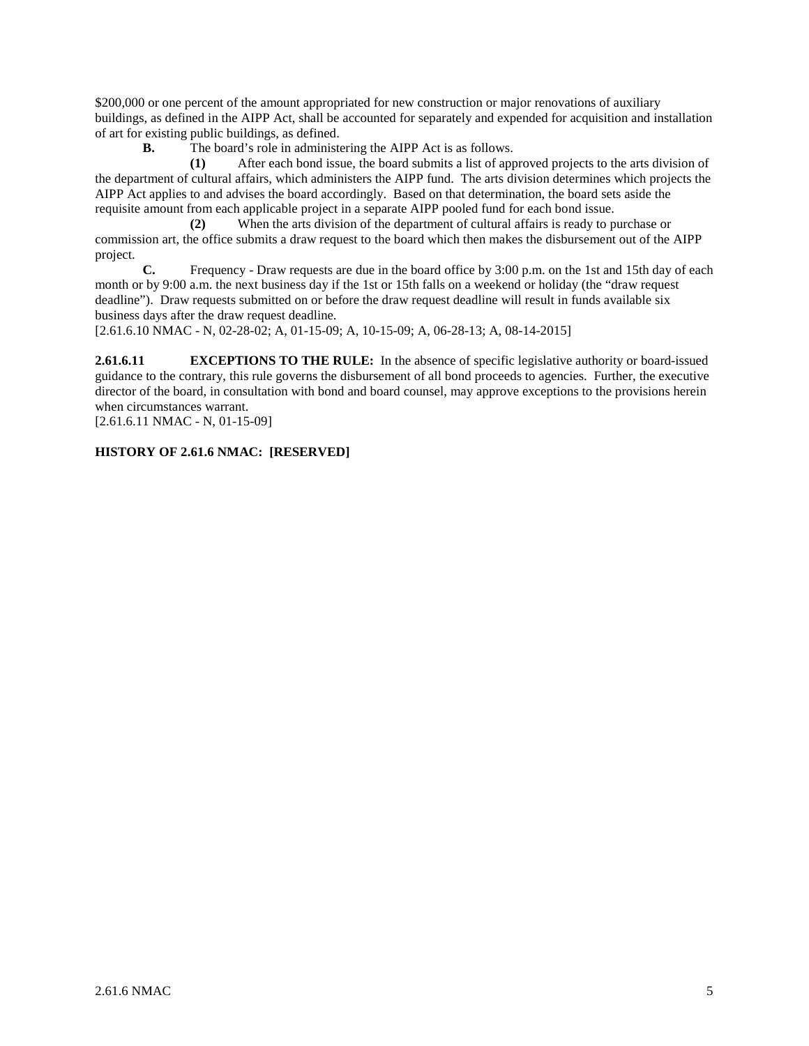$200,000 or one percent of the amount appropriated for new construction or major renovations of auxiliary buildings, as defined in the AIPP Act, shall be accounted for separately and expended for acquisition and installation of art for existing public buildings, as defined.

**B.** The board's role in administering the AIPP Act is as follows.

**(1)** After each bond issue, the board submits a list of approved projects to the arts division of the department of cultural affairs, which administers the AIPP fund. The arts division determines which projects the AIPP Act applies to and advises the board accordingly. Based on that determination, the board sets aside the requisite amount from each applicable project in a separate AIPP pooled fund for each bond issue.

**(2)** When the arts division of the department of cultural affairs is ready to purchase or commission art, the office submits a draw request to the board which then makes the disbursement out of the AIPP project.

**C.** Frequency - Draw requests are due in the board office by 3:00 p.m. on the 1st and 15th day of each month or by 9:00 a.m. the next business day if the 1st or 15th falls on a weekend or holiday (the "draw request deadline"). Draw requests submitted on or before the draw request deadline will result in funds available six business days after the draw request deadline.

[2.61.6.10 NMAC - N, 02-28-02; A, 01-15-09; A, 10-15-09; A, 06-28-13; A, 08-14-2015]

**2.61.6.11 EXCEPTIONS TO THE RULE:** In the absence of specific legislative authority or board-issued guidance to the contrary, this rule governs the disbursement of all bond proceeds to agencies. Further, the executive director of the board, in consultation with bond and board counsel, may approve exceptions to the provisions herein when circumstances warrant.

[2.61.6.11 NMAC - N, 01-15-09]

**HISTORY OF 2.61.6 NMAC: [RESERVED]**